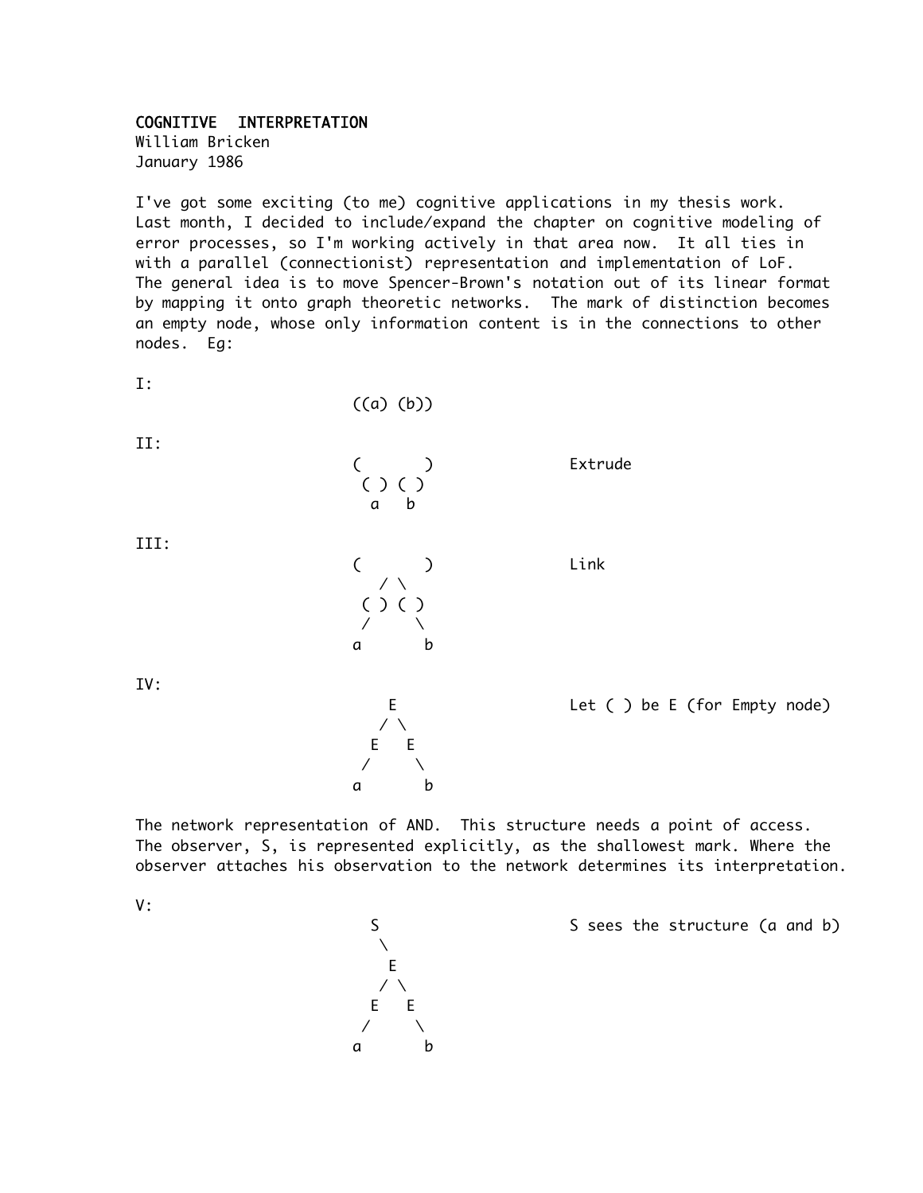# COGNITIVE INTERPRETATION

William Bricken
January 1986

I've got some exciting (to me) cognitive applications in my thesis work. Last month, I decided to include/expand the chapter on cognitive modeling of error processes, so I'm working actively in that area now. It all ties in with a parallel (connectionist) representation and implementation of LoF. The general idea is to move Spencer-Brown's notation out of its linear format by mapping it onto graph theoretic networks. The mark of distinction becomes an empty node, whose only information content is in the connections to other nodes. Eg:

I:

```
                    ((a) (b))
```

II:

```
                    (       )              Extrude
                     ( ) ( )
                      a   b
```

III:

```
                    (       )              Link
                       / \
                     ( ) ( )
                     /     \
                    a       b
```

IV:

```
                       E                   Let ( ) be E (for Empty node)
                      / \
                     E   E
                    /     \
                   a       b
```

The network representation of AND. This structure needs a point of access. The observer, S, is represented explicitly, as the shallowest mark. Where the observer attaches his observation to the network determines its interpretation.

V:

```
                     S                     S sees the structure (a and b)
                      \
                       E
                      / \
                     E   E
                    /     \
                   a       b
```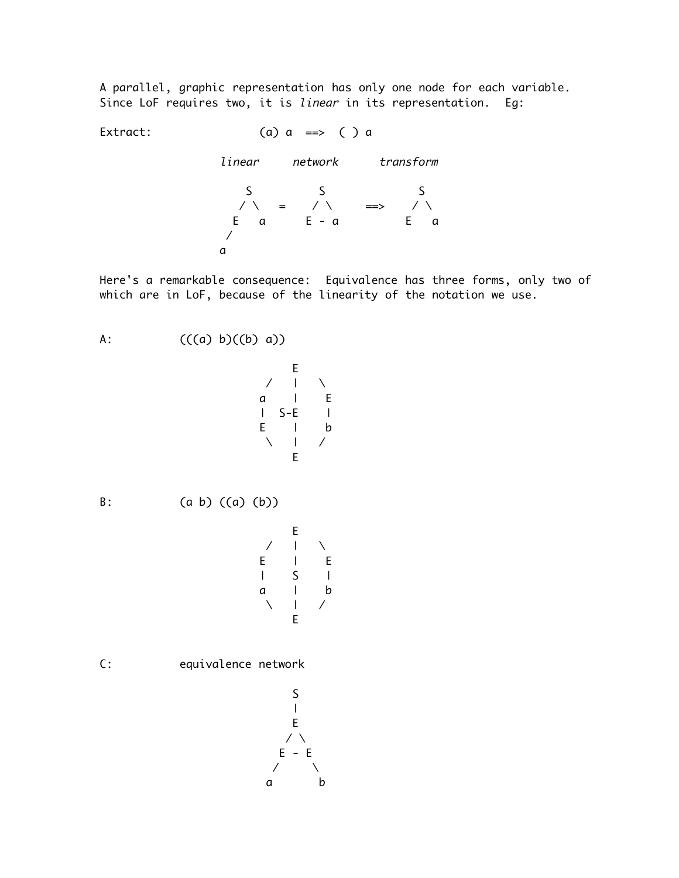A parallel, graphic representation has only one node for each variable. Since LoF requires two, it is *linear* in its representation.  Eg:

Extract:                (a) a  ==>  ( ) a

```
                 linear     network      transform

                    S          S              S
                   / \   =    / \     ==>    / \
                  E   a      E - a          E   a
                 /
                a
```

Here's a remarkable consequence:  Equivalence has three forms, only two of which are in LoF, because of the linearity of the notation we use.

A:          (((a) b)((b) a))

```
                  E
               /  |  \
              a   |   E
              |  S-E  |
              E   |   b
               \  |  /
                  E
```

B:          (a b) ((a) (b))

```
                  E
               /  |  \
              E   |   E
              |   S   |
              a   |   b
               \  |  /
                  E
```

C:          equivalence network

```
                  S
                  |
                  E
                 / \
                E - E
               /     \
              a       b
```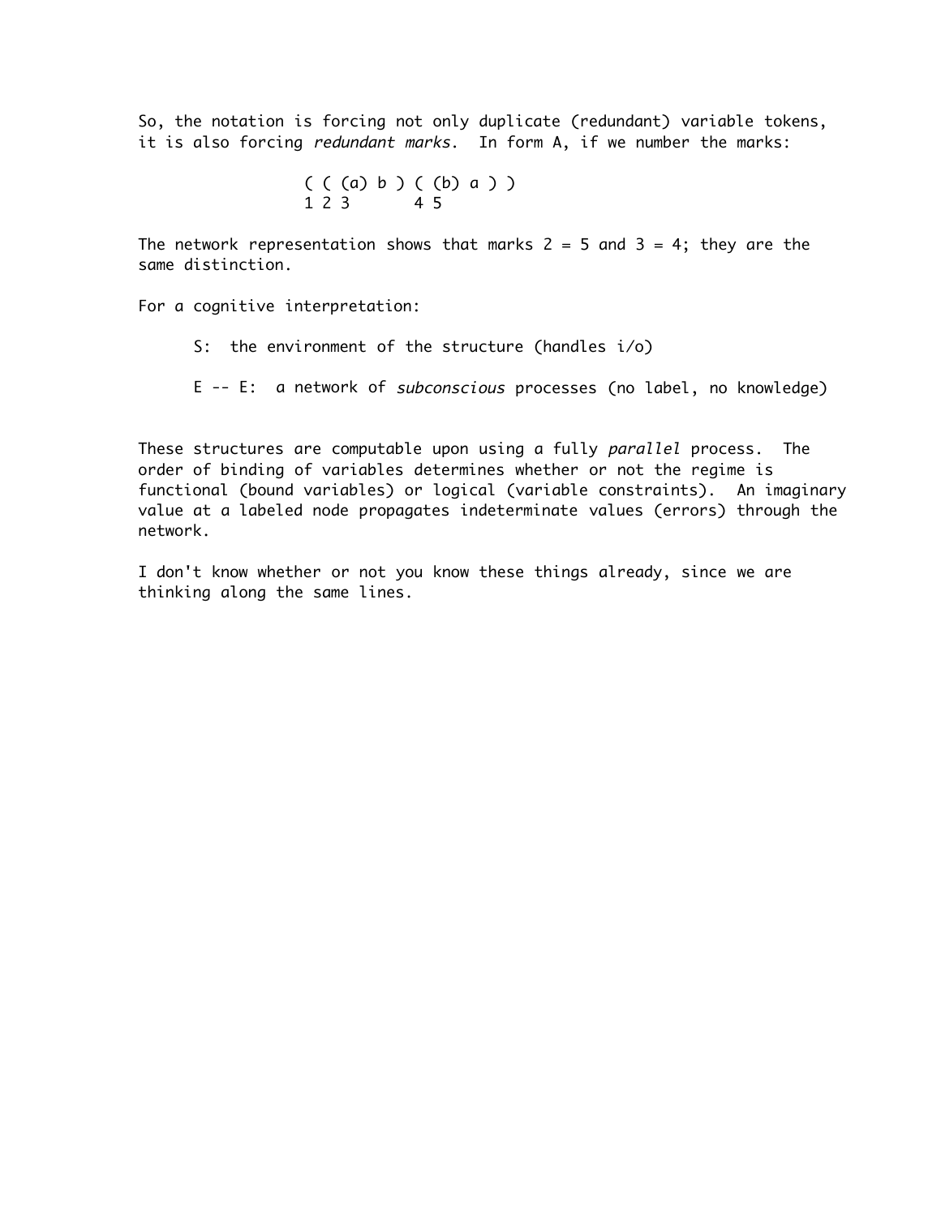So, the notation is forcing not only duplicate (redundant) variable tokens, it is also forcing *redundant marks*. In form A, if we number the marks:

```
( ( (a) b ) ( (b) a ) )
1 2 3       4 5
```

The network representation shows that marks 2 = 5 and 3 = 4; they are the same distinction.

For a cognitive interpretation:

S: the environment of the structure (handles i/o)

E -- E: a network of *subconscious* processes (no label, no knowledge)

These structures are computable upon using a fully *parallel* process. The order of binding of variables determines whether or not the regime is functional (bound variables) or logical (variable constraints). An imaginary value at a labeled node propagates indeterminate values (errors) through the network.

I don't know whether or not you know these things already, since we are thinking along the same lines.